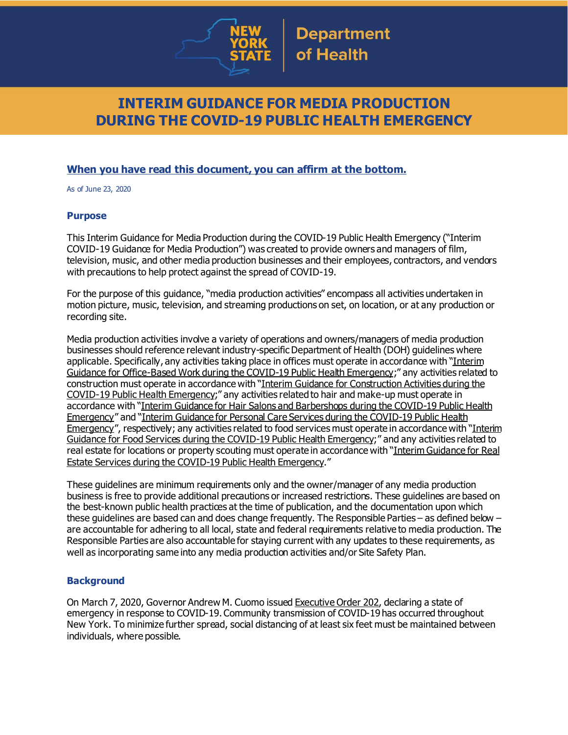New York State Department of Health

# INTERIM GUIDANCE FOR MEDIA PRODUCTION DURING THE COVID-19 PUBLIC HEALTH EMERGENCY

**When you have read this document, you can affirm at the bottom.**

As of June 23, 2020

### Purpose

This Interim Guidance for Media Production during the COVID-19 Public Health Emergency ("Interim COVID-19 Guidance for Media Production") was created to provide owners and managers of film, television, music, and other media production businesses and their employees, contractors, and vendors with precautions to help protect against the spread of COVID-19.

For the purpose of this guidance, "media production activities" encompass all activities undertaken in motion picture, music, television, and streaming productions on set, on location, or at any production or recording site.

Media production activities involve a variety of operations and owners/managers of media production businesses should reference relevant industry-specific Department of Health (DOH) guidelines where applicable. Specifically, any activities taking place in offices must operate in accordance with "Interim Guidance for Office-Based Work during the COVID-19 Public Health Emergency;" any activities related to construction must operate in accordance with "Interim Guidance for Construction Activities during the COVID-19 Public Health Emergency;" any activities related to hair and make-up must operate in accordance with "Interim Guidance for Hair Salons and Barbershops during the COVID-19 Public Health Emergency" and "Interim Guidance for Personal Care Services during the COVID-19 Public Health Emergency", respectively; any activities related to food services must operate in accordance with "Interim Guidance for Food Services during the COVID-19 Public Health Emergency;" and any activities related to real estate for locations or property scouting must operate in accordance with "Interim Guidance for Real Estate Services during the COVID-19 Public Health Emergency."

These guidelines are minimum requirements only and the owner/manager of any media production business is free to provide additional precautions or increased restrictions. These guidelines are based on the best-known public health practices at the time of publication, and the documentation upon which these guidelines are based can and does change frequently. The Responsible Parties – as defined below – are accountable for adhering to all local, state and federal requirements relative to media production. The Responsible Parties are also accountable for staying current with any updates to these requirements, as well as incorporating same into any media production activities and/or Site Safety Plan.

### Background

On March 7, 2020, Governor Andrew M. Cuomo issued Executive Order 202, declaring a state of emergency in response to COVID-19. Community transmission of COVID-19 has occurred throughout New York. To minimize further spread, social distancing of at least six feet must be maintained between individuals, where possible.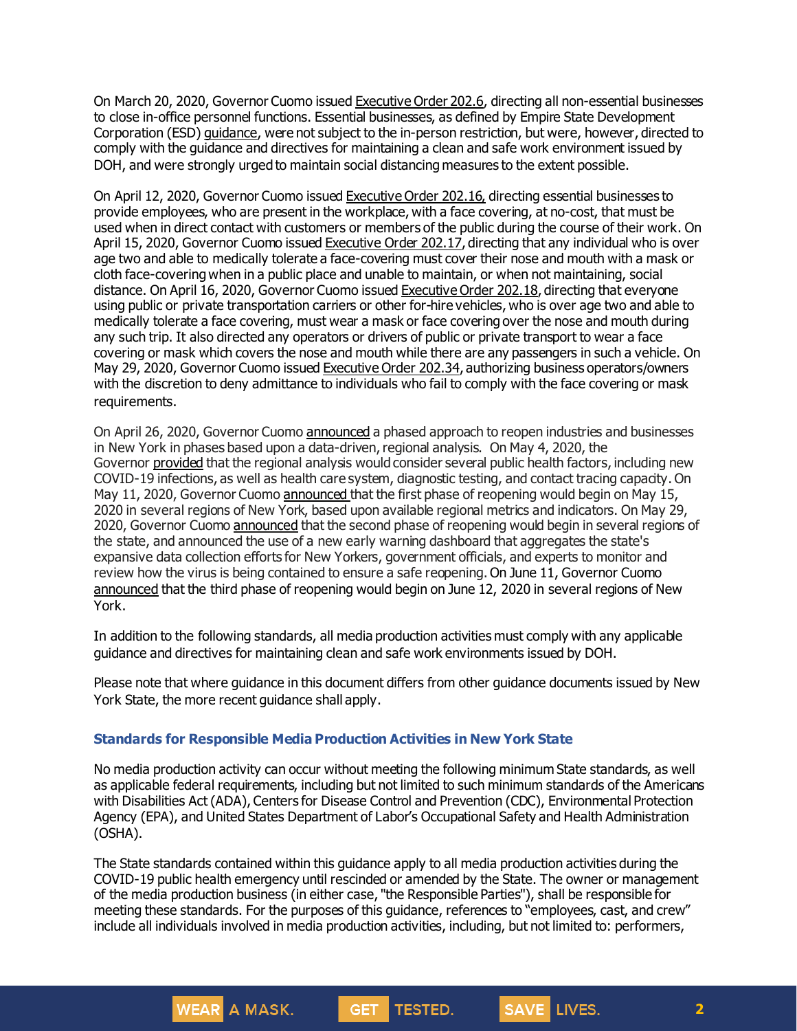On March 20, 2020, Governor Cuomo issued Executive Order 202.6, directing all non-essential businesses to close in-office personnel functions. Essential businesses, as defined by Empire State Development Corporation (ESD) guidance, were not subject to the in-person restriction, but were, however, directed to comply with the guidance and directives for maintaining a clean and safe work environment issued by DOH, and were strongly urged to maintain social distancing measures to the extent possible.

On April 12, 2020, Governor Cuomo issued Executive Order 202.16, directing essential businesses to provide employees, who are present in the workplace, with a face covering, at no-cost, that must be used when in direct contact with customers or members of the public during the course of their work. On April 15, 2020, Governor Cuomo issued Executive Order 202.17, directing that any individual who is over age two and able to medically tolerate a face-covering must cover their nose and mouth with a mask or cloth face-covering when in a public place and unable to maintain, or when not maintaining, social distance. On April 16, 2020, Governor Cuomo issued Executive Order 202.18, directing that everyone using public or private transportation carriers or other for-hire vehicles, who is over age two and able to medically tolerate a face covering, must wear a mask or face covering over the nose and mouth during any such trip. It also directed any operators or drivers of public or private transport to wear a face covering or mask which covers the nose and mouth while there are any passengers in such a vehicle. On May 29, 2020, Governor Cuomo issued Executive Order 202.34, authorizing business operators/owners with the discretion to deny admittance to individuals who fail to comply with the face covering or mask requirements.

On April 26, 2020, Governor Cuomo announced a phased approach to reopen industries and businesses in New York in phases based upon a data-driven, regional analysis. On May 4, 2020, the Governor provided that the regional analysis would consider several public health factors, including new COVID-19 infections, as well as health care system, diagnostic testing, and contact tracing capacity. On May 11, 2020, Governor Cuomo announced that the first phase of reopening would begin on May 15, 2020 in several regions of New York, based upon available regional metrics and indicators. On May 29, 2020, Governor Cuomo announced that the second phase of reopening would begin in several regions of the state, and announced the use of a new early warning dashboard that aggregates the state's expansive data collection efforts for New Yorkers, government officials, and experts to monitor and review how the virus is being contained to ensure a safe reopening. On June 11, Governor Cuomo announced that the third phase of reopening would begin on June 12, 2020 in several regions of New York.

In addition to the following standards, all media production activities must comply with any applicable guidance and directives for maintaining clean and safe work environments issued by DOH.

Please note that where guidance in this document differs from other guidance documents issued by New York State, the more recent guidance shall apply.

### Standards for Responsible Media Production Activities in New York State

No media production activity can occur without meeting the following minimum State standards, as well as applicable federal requirements, including but not limited to such minimum standards of the Americans with Disabilities Act (ADA), Centers for Disease Control and Prevention (CDC), Environmental Protection Agency (EPA), and United States Department of Labor's Occupational Safety and Health Administration (OSHA).

The State standards contained within this guidance apply to all media production activities during the COVID-19 public health emergency until rescinded or amended by the State. The owner or management of the media production business (in either case, "the Responsible Parties"), shall be responsible for meeting these standards. For the purposes of this guidance, references to "employees, cast, and crew" include all individuals involved in media production activities, including, but not limited to: performers,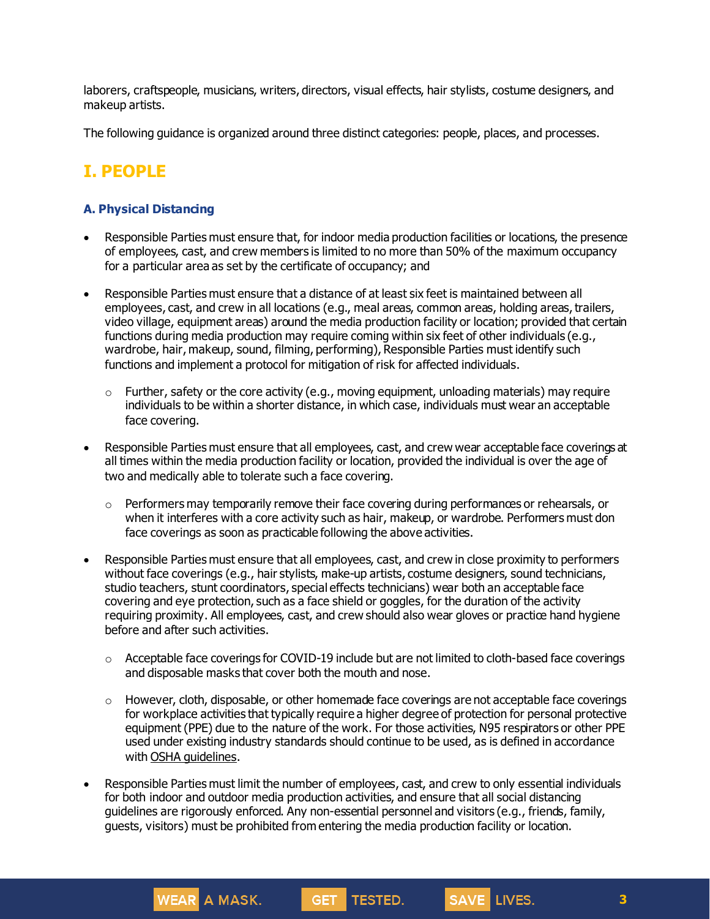laborers, craftspeople, musicians, writers, directors, visual effects, hair stylists, costume designers, and makeup artists.

The following guidance is organized around three distinct categories: people, places, and processes.

## I. PEOPLE

### A. Physical Distancing

- Responsible Parties must ensure that, for indoor media production facilities or locations, the presence of employees, cast, and crew members is limited to no more than 50% of the maximum occupancy for a particular area as set by the certificate of occupancy; and
- Responsible Parties must ensure that a distance of at least six feet is maintained between all employees, cast, and crew in all locations (e.g., meal areas, common areas, holding areas, trailers, video village, equipment areas) around the media production facility or location; provided that certain functions during media production may require coming within six feet of other individuals (e.g., wardrobe, hair, makeup, sound, filming, performing), Responsible Parties must identify such functions and implement a protocol for mitigation of risk for affected individuals.
  - Further, safety or the core activity (e.g., moving equipment, unloading materials) may require individuals to be within a shorter distance, in which case, individuals must wear an acceptable face covering.
- Responsible Parties must ensure that all employees, cast, and crew wear acceptable face coverings at all times within the media production facility or location, provided the individual is over the age of two and medically able to tolerate such a face covering.
  - Performers may temporarily remove their face covering during performances or rehearsals, or when it interferes with a core activity such as hair, makeup, or wardrobe. Performers must don face coverings as soon as practicable following the above activities.
- Responsible Parties must ensure that all employees, cast, and crew in close proximity to performers without face coverings (e.g., hair stylists, make-up artists, costume designers, sound technicians, studio teachers, stunt coordinators, special effects technicians) wear both an acceptable face covering and eye protection, such as a face shield or goggles, for the duration of the activity requiring proximity. All employees, cast, and crew should also wear gloves or practice hand hygiene before and after such activities.
  - Acceptable face coverings for COVID-19 include but are not limited to cloth-based face coverings and disposable masks that cover both the mouth and nose.
  - However, cloth, disposable, or other homemade face coverings are not acceptable face coverings for workplace activities that typically require a higher degree of protection for personal protective equipment (PPE) due to the nature of the work. For those activities, N95 respirators or other PPE used under existing industry standards should continue to be used, as is defined in accordance with OSHA guidelines.
- Responsible Parties must limit the number of employees, cast, and crew to only essential individuals for both indoor and outdoor media production activities, and ensure that all social distancing guidelines are rigorously enforced. Any non-essential personnel and visitors (e.g., friends, family, guests, visitors) must be prohibited from entering the media production facility or location.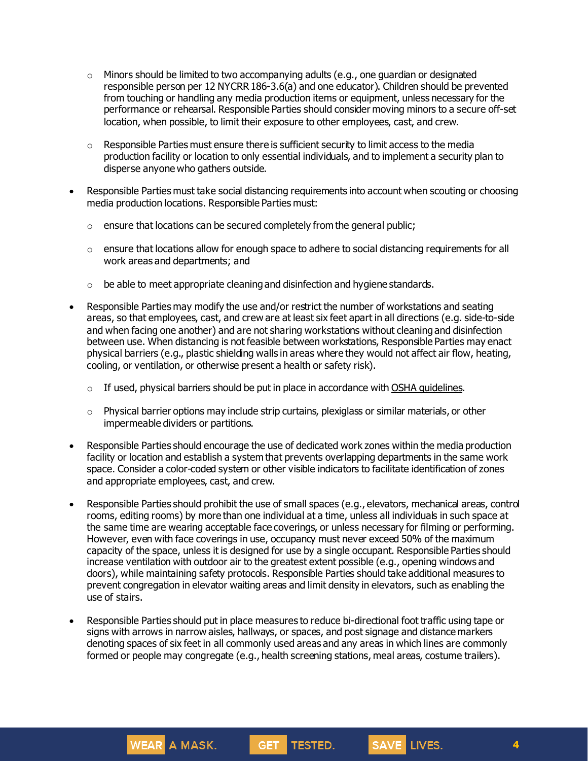- Minors should be limited to two accompanying adults (e.g., one guardian or designated responsible person per 12 NYCRR 186-3.6(a) and one educator). Children should be prevented from touching or handling any media production items or equipment, unless necessary for the performance or rehearsal. Responsible Parties should consider moving minors to a secure off-set location, when possible, to limit their exposure to other employees, cast, and crew.
  - Responsible Parties must ensure there is sufficient security to limit access to the media production facility or location to only essential individuals, and to implement a security plan to disperse anyone who gathers outside.
- Responsible Parties must take social distancing requirements into account when scouting or choosing media production locations. Responsible Parties must:
  - ensure that locations can be secured completely from the general public;
  - ensure that locations allow for enough space to adhere to social distancing requirements for all work areas and departments; and
  - be able to meet appropriate cleaning and disinfection and hygiene standards.
- Responsible Parties may modify the use and/or restrict the number of workstations and seating areas, so that employees, cast, and crew are at least six feet apart in all directions (e.g. side-to-side and when facing one another) and are not sharing workstations without cleaning and disinfection between use. When distancing is not feasible between workstations, Responsible Parties may enact physical barriers (e.g., plastic shielding walls in areas where they would not affect air flow, heating, cooling, or ventilation, or otherwise present a health or safety risk).
  - If used, physical barriers should be put in place in accordance with OSHA guidelines.
  - Physical barrier options may include strip curtains, plexiglass or similar materials, or other impermeable dividers or partitions.
- Responsible Parties should encourage the use of dedicated work zones within the media production facility or location and establish a system that prevents overlapping departments in the same work space. Consider a color-coded system or other visible indicators to facilitate identification of zones and appropriate employees, cast, and crew.
- Responsible Parties should prohibit the use of small spaces (e.g., elevators, mechanical areas, control rooms, editing rooms) by more than one individual at a time, unless all individuals in such space at the same time are wearing acceptable face coverings, or unless necessary for filming or performing. However, even with face coverings in use, occupancy must never exceed 50% of the maximum capacity of the space, unless it is designed for use by a single occupant. Responsible Parties should increase ventilation with outdoor air to the greatest extent possible (e.g., opening windows and doors), while maintaining safety protocols. Responsible Parties should take additional measures to prevent congregation in elevator waiting areas and limit density in elevators, such as enabling the use of stairs.
- Responsible Parties should put in place measures to reduce bi-directional foot traffic using tape or signs with arrows in narrow aisles, hallways, or spaces, and post signage and distance markers denoting spaces of six feet in all commonly used areas and any areas in which lines are commonly formed or people may congregate (e.g., health screening stations, meal areas, costume trailers).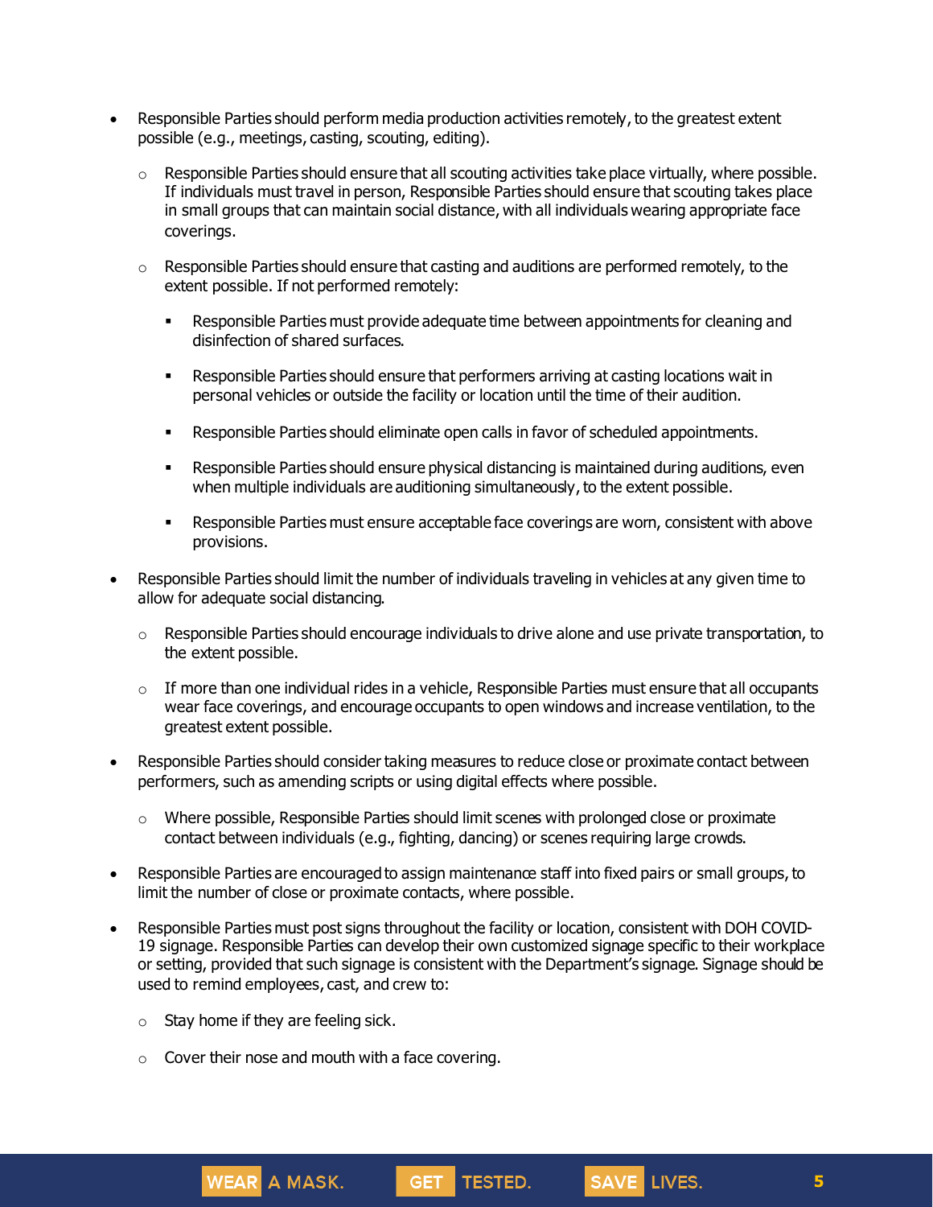- Responsible Parties should perform media production activities remotely, to the greatest extent possible (e.g., meetings, casting, scouting, editing).
  - Responsible Parties should ensure that all scouting activities take place virtually, where possible. If individuals must travel in person, Responsible Parties should ensure that scouting takes place in small groups that can maintain social distance, with all individuals wearing appropriate face coverings.
  - Responsible Parties should ensure that casting and auditions are performed remotely, to the extent possible. If not performed remotely:
    - Responsible Parties must provide adequate time between appointments for cleaning and disinfection of shared surfaces.
    - Responsible Parties should ensure that performers arriving at casting locations wait in personal vehicles or outside the facility or location until the time of their audition.
    - Responsible Parties should eliminate open calls in favor of scheduled appointments.
    - Responsible Parties should ensure physical distancing is maintained during auditions, even when multiple individuals are auditioning simultaneously, to the extent possible.
    - Responsible Parties must ensure acceptable face coverings are worn, consistent with above provisions.
- Responsible Parties should limit the number of individuals traveling in vehicles at any given time to allow for adequate social distancing.
  - Responsible Parties should encourage individuals to drive alone and use private transportation, to the extent possible.
  - If more than one individual rides in a vehicle, Responsible Parties must ensure that all occupants wear face coverings, and encourage occupants to open windows and increase ventilation, to the greatest extent possible.
- Responsible Parties should consider taking measures to reduce close or proximate contact between performers, such as amending scripts or using digital effects where possible.
  - Where possible, Responsible Parties should limit scenes with prolonged close or proximate contact between individuals (e.g., fighting, dancing) or scenes requiring large crowds.
- Responsible Parties are encouraged to assign maintenance staff into fixed pairs or small groups, to limit the number of close or proximate contacts, where possible.
- Responsible Parties must post signs throughout the facility or location, consistent with DOH COVID-19 signage. Responsible Parties can develop their own customized signage specific to their workplace or setting, provided that such signage is consistent with the Department's signage. Signage should be used to remind employees, cast, and crew to:
  - Stay home if they are feeling sick.
  - Cover their nose and mouth with a face covering.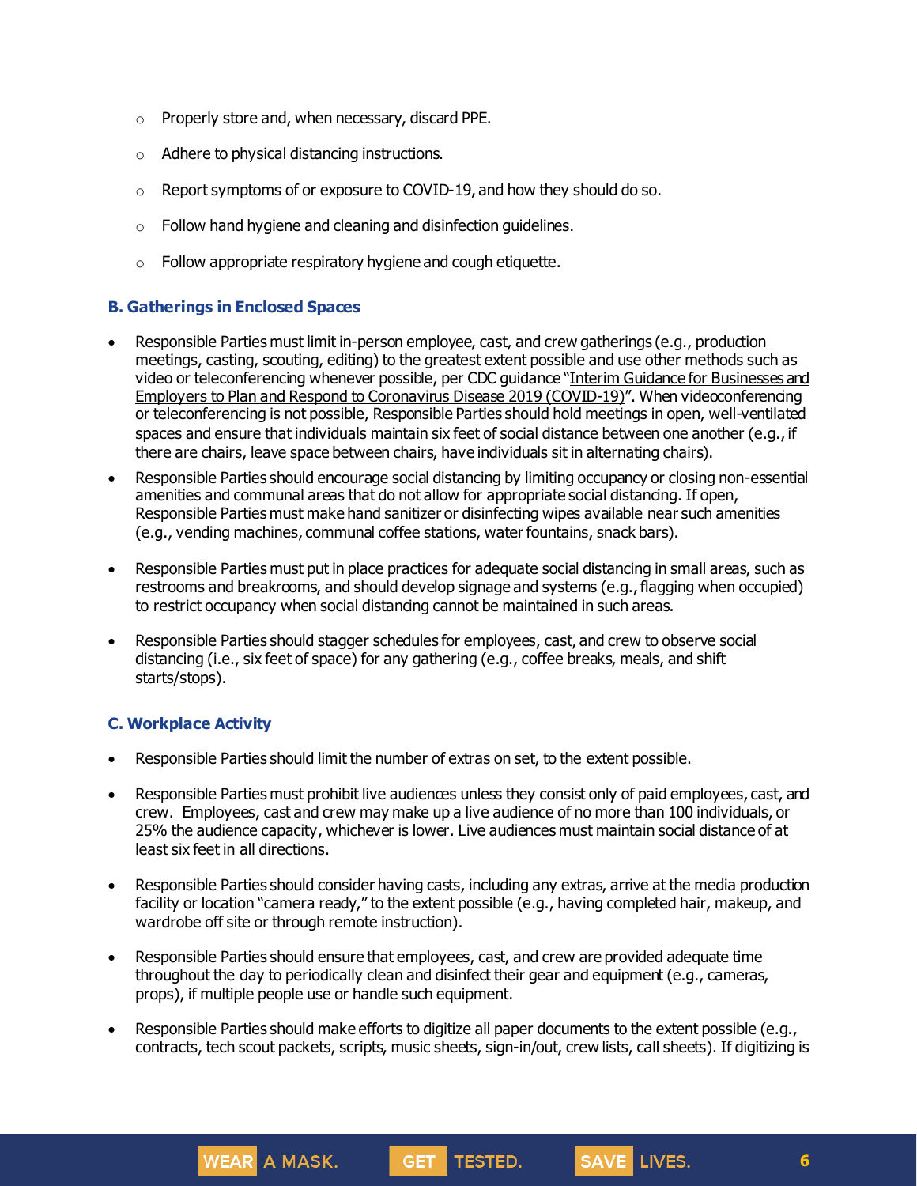- Properly store and, when necessary, discard PPE.
  - Adhere to physical distancing instructions.
  - Report symptoms of or exposure to COVID-19, and how they should do so.
  - Follow hand hygiene and cleaning and disinfection guidelines.
  - Follow appropriate respiratory hygiene and cough etiquette.

### B. Gatherings in Enclosed Spaces

- Responsible Parties must limit in-person employee, cast, and crew gatherings (e.g., production meetings, casting, scouting, editing) to the greatest extent possible and use other methods such as video or teleconferencing whenever possible, per CDC guidance "Interim Guidance for Businesses and Employers to Plan and Respond to Coronavirus Disease 2019 (COVID-19)". When videoconferencing or teleconferencing is not possible, Responsible Parties should hold meetings in open, well-ventilated spaces and ensure that individuals maintain six feet of social distance between one another (e.g., if there are chairs, leave space between chairs, have individuals sit in alternating chairs).
- Responsible Parties should encourage social distancing by limiting occupancy or closing non-essential amenities and communal areas that do not allow for appropriate social distancing. If open, Responsible Parties must make hand sanitizer or disinfecting wipes available near such amenities (e.g., vending machines, communal coffee stations, water fountains, snack bars).
- Responsible Parties must put in place practices for adequate social distancing in small areas, such as restrooms and breakrooms, and should develop signage and systems (e.g., flagging when occupied) to restrict occupancy when social distancing cannot be maintained in such areas.
- Responsible Parties should stagger schedules for employees, cast, and crew to observe social distancing (i.e., six feet of space) for any gathering (e.g., coffee breaks, meals, and shift starts/stops).

### C. Workplace Activity

- Responsible Parties should limit the number of extras on set, to the extent possible.
- Responsible Parties must prohibit live audiences unless they consist only of paid employees, cast, and crew. Employees, cast and crew may make up a live audience of no more than 100 individuals, or 25% the audience capacity, whichever is lower. Live audiences must maintain social distance of at least six feet in all directions.
- Responsible Parties should consider having casts, including any extras, arrive at the media production facility or location "camera ready," to the extent possible (e.g., having completed hair, makeup, and wardrobe off site or through remote instruction).
- Responsible Parties should ensure that employees, cast, and crew are provided adequate time throughout the day to periodically clean and disinfect their gear and equipment (e.g., cameras, props), if multiple people use or handle such equipment.
- Responsible Parties should make efforts to digitize all paper documents to the extent possible (e.g., contracts, tech scout packets, scripts, music sheets, sign-in/out, crew lists, call sheets). If digitizing is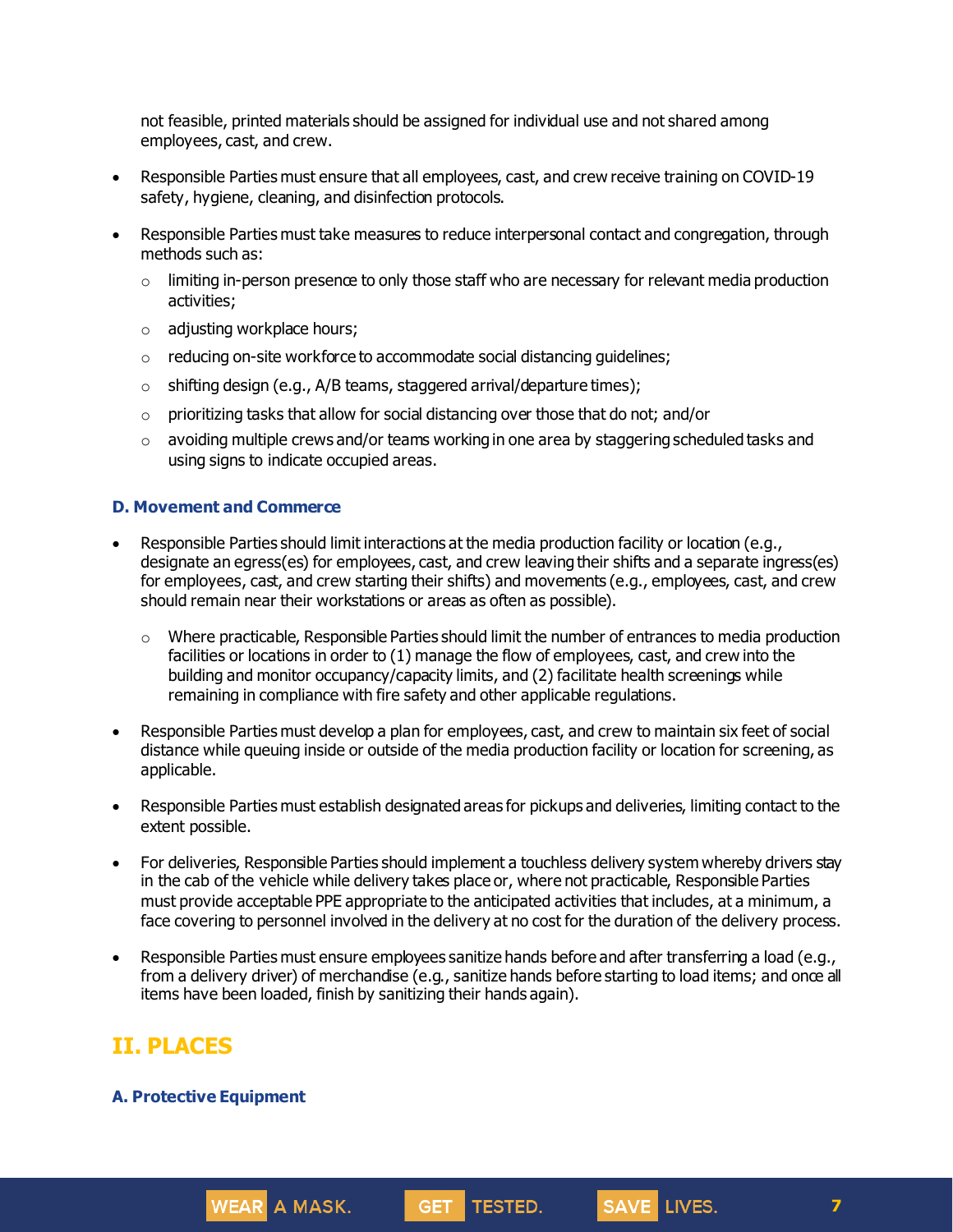not feasible, printed materials should be assigned for individual use and not shared among employees, cast, and crew.

- Responsible Parties must ensure that all employees, cast, and crew receive training on COVID-19 safety, hygiene, cleaning, and disinfection protocols.
- Responsible Parties must take measures to reduce interpersonal contact and congregation, through methods such as:
  - limiting in-person presence to only those staff who are necessary for relevant media production activities;
  - adjusting workplace hours;
  - reducing on-site workforce to accommodate social distancing guidelines;
  - shifting design (e.g., A/B teams, staggered arrival/departure times);
  - prioritizing tasks that allow for social distancing over those that do not; and/or
  - avoiding multiple crews and/or teams working in one area by staggering scheduled tasks and using signs to indicate occupied areas.

### D. Movement and Commerce

- Responsible Parties should limit interactions at the media production facility or location (e.g., designate an egress(es) for employees, cast, and crew leaving their shifts and a separate ingress(es) for employees, cast, and crew starting their shifts) and movements (e.g., employees, cast, and crew should remain near their workstations or areas as often as possible).
  - Where practicable, Responsible Parties should limit the number of entrances to media production facilities or locations in order to (1) manage the flow of employees, cast, and crew into the building and monitor occupancy/capacity limits, and (2) facilitate health screenings while remaining in compliance with fire safety and other applicable regulations.
- Responsible Parties must develop a plan for employees, cast, and crew to maintain six feet of social distance while queuing inside or outside of the media production facility or location for screening, as applicable.
- Responsible Parties must establish designated areas for pickups and deliveries, limiting contact to the extent possible.
- For deliveries, Responsible Parties should implement a touchless delivery system whereby drivers stay in the cab of the vehicle while delivery takes place or, where not practicable, Responsible Parties must provide acceptable PPE appropriate to the anticipated activities that includes, at a minimum, a face covering to personnel involved in the delivery at no cost for the duration of the delivery process.
- Responsible Parties must ensure employees sanitize hands before and after transferring a load (e.g., from a delivery driver) of merchandise (e.g., sanitize hands before starting to load items; and once all items have been loaded, finish by sanitizing their hands again).

## II. PLACES

### A. Protective Equipment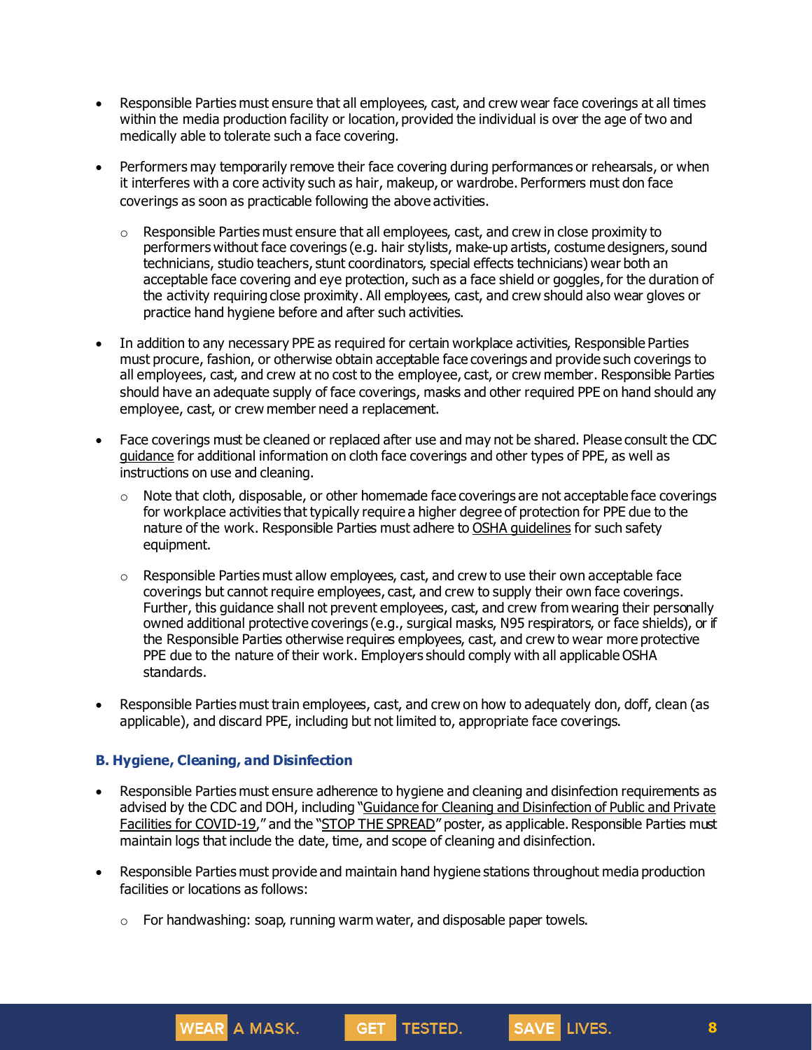- Responsible Parties must ensure that all employees, cast, and crew wear face coverings at all times within the media production facility or location, provided the individual is over the age of two and medically able to tolerate such a face covering.

- Performers may temporarily remove their face covering during performances or rehearsals, or when it interferes with a core activity such as hair, makeup, or wardrobe. Performers must don face coverings as soon as practicable following the above activities.
  - Responsible Parties must ensure that all employees, cast, and crew in close proximity to performers without face coverings (e.g. hair stylists, make-up artists, costume designers, sound technicians, studio teachers, stunt coordinators, special effects technicians) wear both an acceptable face covering and eye protection, such as a face shield or goggles, for the duration of the activity requiring close proximity. All employees, cast, and crew should also wear gloves or practice hand hygiene before and after such activities.

- In addition to any necessary PPE as required for certain workplace activities, Responsible Parties must procure, fashion, or otherwise obtain acceptable face coverings and provide such coverings to all employees, cast, and crew at no cost to the employee, cast, or crew member. Responsible Parties should have an adequate supply of face coverings, masks and other required PPE on hand should any employee, cast, or crew member need a replacement.

- Face coverings must be cleaned or replaced after use and may not be shared. Please consult the CDC guidance for additional information on cloth face coverings and other types of PPE, as well as instructions on use and cleaning.
  - Note that cloth, disposable, or other homemade face coverings are not acceptable face coverings for workplace activities that typically require a higher degree of protection for PPE due to the nature of the work. Responsible Parties must adhere to OSHA guidelines for such safety equipment.
  - Responsible Parties must allow employees, cast, and crew to use their own acceptable face coverings but cannot require employees, cast, and crew to supply their own face coverings. Further, this guidance shall not prevent employees, cast, and crew from wearing their personally owned additional protective coverings (e.g., surgical masks, N95 respirators, or face shields), or if the Responsible Parties otherwise requires employees, cast, and crew to wear more protective PPE due to the nature of their work. Employers should comply with all applicable OSHA standards.

- Responsible Parties must train employees, cast, and crew on how to adequately don, doff, clean (as applicable), and discard PPE, including but not limited to, appropriate face coverings.

### B. Hygiene, Cleaning, and Disinfection

- Responsible Parties must ensure adherence to hygiene and cleaning and disinfection requirements as advised by the CDC and DOH, including "Guidance for Cleaning and Disinfection of Public and Private Facilities for COVID-19," and the "STOP THE SPREAD" poster, as applicable. Responsible Parties must maintain logs that include the date, time, and scope of cleaning and disinfection.

- Responsible Parties must provide and maintain hand hygiene stations throughout media production facilities or locations as follows:
  - For handwashing: soap, running warm water, and disposable paper towels.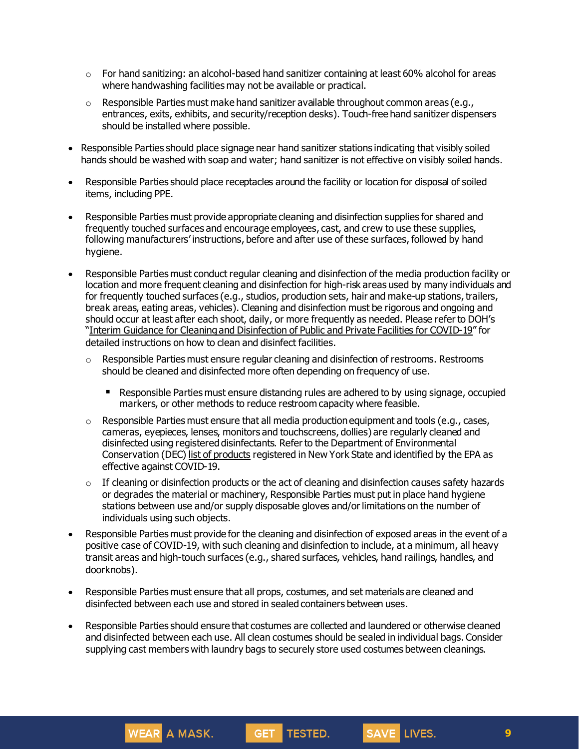- For hand sanitizing: an alcohol-based hand sanitizer containing at least 60% alcohol for areas where handwashing facilities may not be available or practical.
  - Responsible Parties must make hand sanitizer available throughout common areas (e.g., entrances, exits, exhibits, and security/reception desks). Touch-free hand sanitizer dispensers should be installed where possible.

- Responsible Parties should place signage near hand sanitizer stations indicating that visibly soiled hands should be washed with soap and water; hand sanitizer is not effective on visibly soiled hands.

- Responsible Parties should place receptacles around the facility or location for disposal of soiled items, including PPE.

- Responsible Parties must provide appropriate cleaning and disinfection supplies for shared and frequently touched surfaces and encourage employees, cast, and crew to use these supplies, following manufacturers' instructions, before and after use of these surfaces, followed by hand hygiene.

- Responsible Parties must conduct regular cleaning and disinfection of the media production facility or location and more frequent cleaning and disinfection for high-risk areas used by many individuals and for frequently touched surfaces (e.g., studios, production sets, hair and make-up stations, trailers, break areas, eating areas, vehicles). Cleaning and disinfection must be rigorous and ongoing and should occur at least after each shoot, daily, or more frequently as needed. Please refer to DOH's "Interim Guidance for Cleaning and Disinfection of Public and Private Facilities for COVID-19" for detailed instructions on how to clean and disinfect facilities.
  - Responsible Parties must ensure regular cleaning and disinfection of restrooms. Restrooms should be cleaned and disinfected more often depending on frequency of use.
    - Responsible Parties must ensure distancing rules are adhered to by using signage, occupied markers, or other methods to reduce restroom capacity where feasible.
  - Responsible Parties must ensure that all media production equipment and tools (e.g., cases, cameras, eyepieces, lenses, monitors and touchscreens, dollies) are regularly cleaned and disinfected using registered disinfectants. Refer to the Department of Environmental Conservation (DEC) list of products registered in New York State and identified by the EPA as effective against COVID-19.
  - If cleaning or disinfection products or the act of cleaning and disinfection causes safety hazards or degrades the material or machinery, Responsible Parties must put in place hand hygiene stations between use and/or supply disposable gloves and/or limitations on the number of individuals using such objects.

- Responsible Parties must provide for the cleaning and disinfection of exposed areas in the event of a positive case of COVID-19, with such cleaning and disinfection to include, at a minimum, all heavy transit areas and high-touch surfaces (e.g., shared surfaces, vehicles, hand railings, handles, and doorknobs).

- Responsible Parties must ensure that all props, costumes, and set materials are cleaned and disinfected between each use and stored in sealed containers between uses.

- Responsible Parties should ensure that costumes are collected and laundered or otherwise cleaned and disinfected between each use. All clean costumes should be sealed in individual bags. Consider supplying cast members with laundry bags to securely store used costumes between cleanings.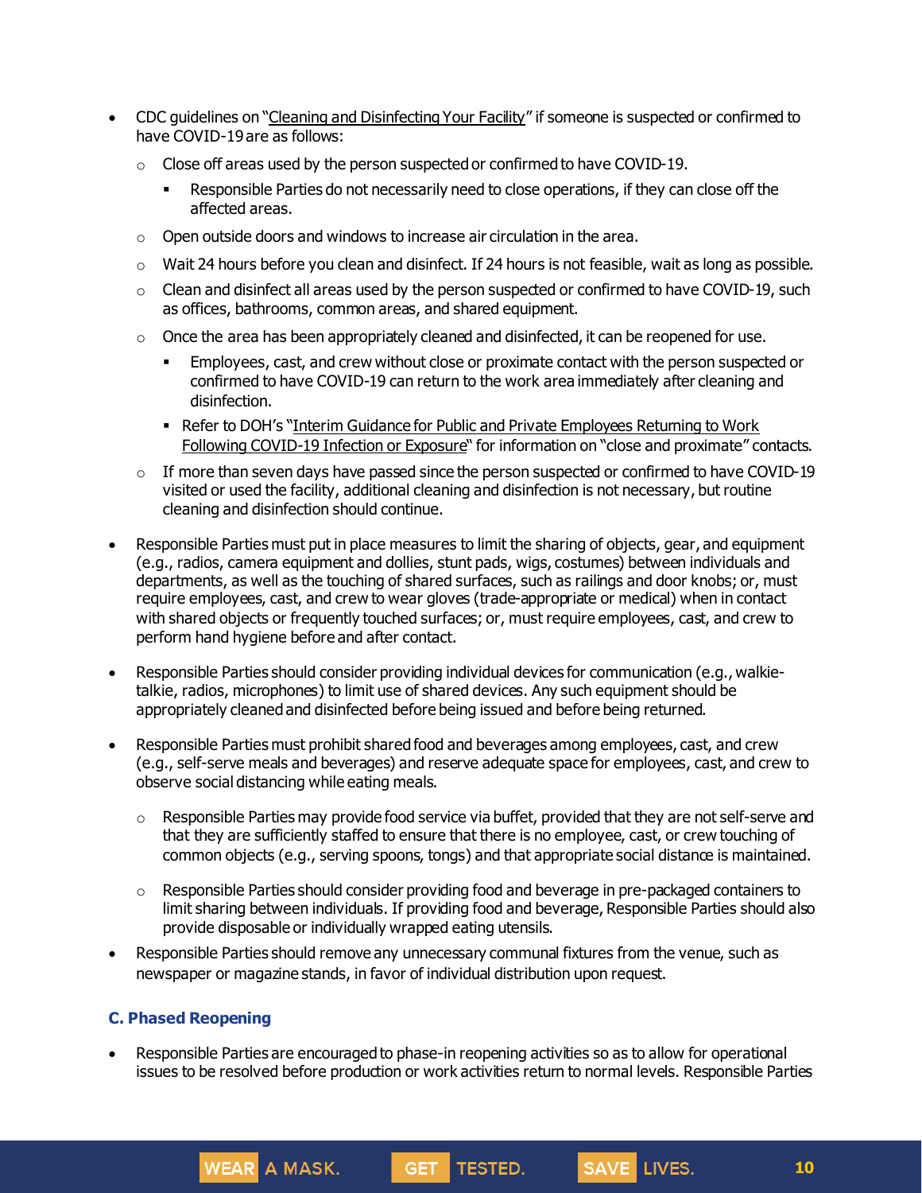- CDC guidelines on "Cleaning and Disinfecting Your Facility" if someone is suspected or confirmed to have COVID-19 are as follows:
  - Close off areas used by the person suspected or confirmed to have COVID-19.
    - Responsible Parties do not necessarily need to close operations, if they can close off the affected areas.
  - Open outside doors and windows to increase air circulation in the area.
  - Wait 24 hours before you clean and disinfect. If 24 hours is not feasible, wait as long as possible.
  - Clean and disinfect all areas used by the person suspected or confirmed to have COVID-19, such as offices, bathrooms, common areas, and shared equipment.
  - Once the area has been appropriately cleaned and disinfected, it can be reopened for use.
    - Employees, cast, and crew without close or proximate contact with the person suspected or confirmed to have COVID-19 can return to the work area immediately after cleaning and disinfection.
    - Refer to DOH's "Interim Guidance for Public and Private Employees Returning to Work Following COVID-19 Infection or Exposure" for information on "close and proximate" contacts.
  - If more than seven days have passed since the person suspected or confirmed to have COVID-19 visited or used the facility, additional cleaning and disinfection is not necessary, but routine cleaning and disinfection should continue.
- Responsible Parties must put in place measures to limit the sharing of objects, gear, and equipment (e.g., radios, camera equipment and dollies, stunt pads, wigs, costumes) between individuals and departments, as well as the touching of shared surfaces, such as railings and door knobs; or, must require employees, cast, and crew to wear gloves (trade-appropriate or medical) when in contact with shared objects or frequently touched surfaces; or, must require employees, cast, and crew to perform hand hygiene before and after contact.
- Responsible Parties should consider providing individual devices for communication (e.g., walkie-talkie, radios, microphones) to limit use of shared devices. Any such equipment should be appropriately cleaned and disinfected before being issued and before being returned.
- Responsible Parties must prohibit shared food and beverages among employees, cast, and crew (e.g., self-serve meals and beverages) and reserve adequate space for employees, cast, and crew to observe social distancing while eating meals.
  - Responsible Parties may provide food service via buffet, provided that they are not self-serve and that they are sufficiently staffed to ensure that there is no employee, cast, or crew touching of common objects (e.g., serving spoons, tongs) and that appropriate social distance is maintained.
  - Responsible Parties should consider providing food and beverage in pre-packaged containers to limit sharing between individuals. If providing food and beverage, Responsible Parties should also provide disposable or individually wrapped eating utensils.
- Responsible Parties should remove any unnecessary communal fixtures from the venue, such as newspaper or magazine stands, in favor of individual distribution upon request.

### C. Phased Reopening

- Responsible Parties are encouraged to phase-in reopening activities so as to allow for operational issues to be resolved before production or work activities return to normal levels. Responsible Parties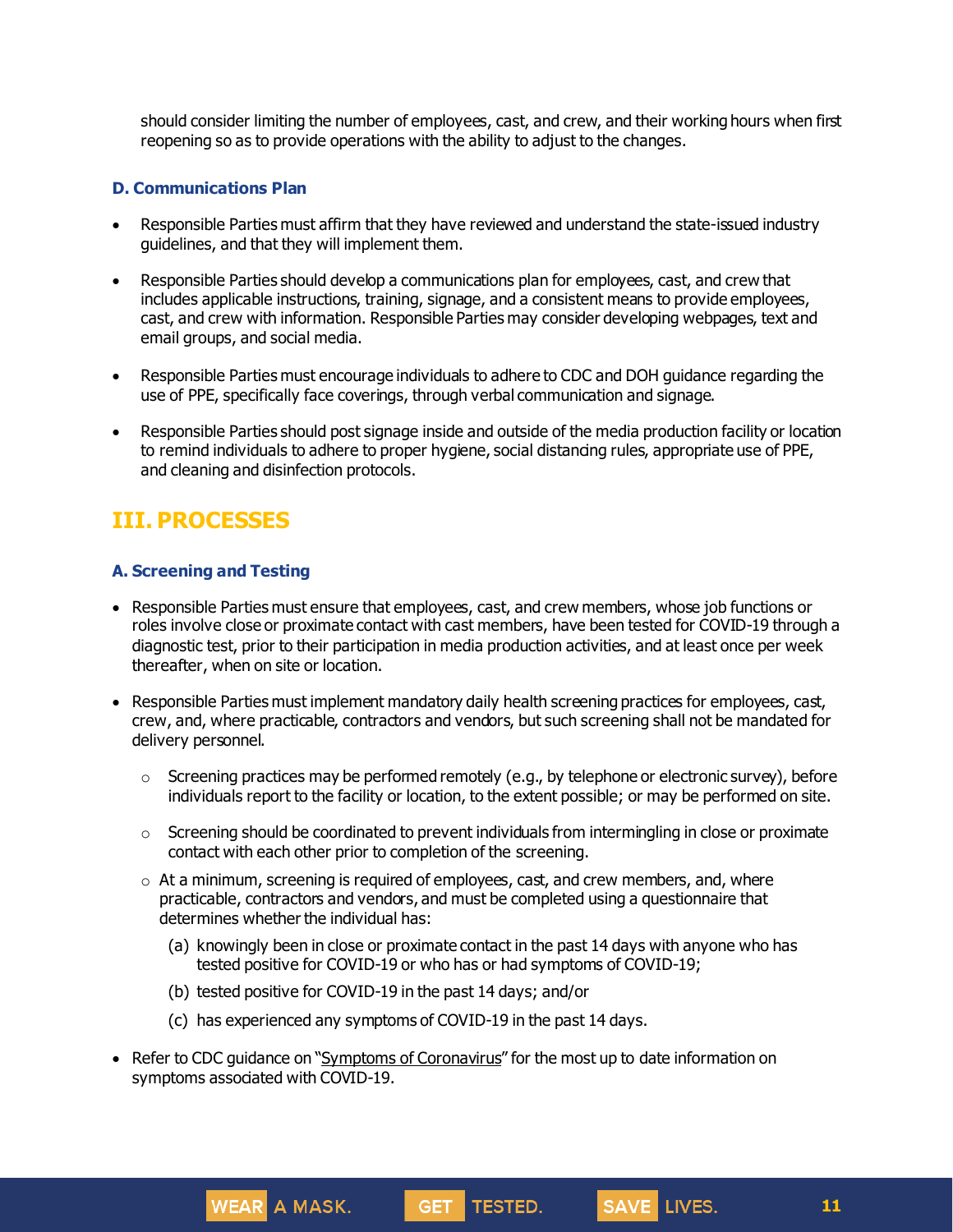should consider limiting the number of employees, cast, and crew, and their working hours when first reopening so as to provide operations with the ability to adjust to the changes.

### D. Communications Plan

- Responsible Parties must affirm that they have reviewed and understand the state-issued industry guidelines, and that they will implement them.
- Responsible Parties should develop a communications plan for employees, cast, and crew that includes applicable instructions, training, signage, and a consistent means to provide employees, cast, and crew with information. Responsible Parties may consider developing webpages, text and email groups, and social media.
- Responsible Parties must encourage individuals to adhere to CDC and DOH guidance regarding the use of PPE, specifically face coverings, through verbal communication and signage.
- Responsible Parties should post signage inside and outside of the media production facility or location to remind individuals to adhere to proper hygiene, social distancing rules, appropriate use of PPE, and cleaning and disinfection protocols.

## III. PROCESSES

### A. Screening and Testing

- Responsible Parties must ensure that employees, cast, and crew members, whose job functions or roles involve close or proximate contact with cast members, have been tested for COVID-19 through a diagnostic test, prior to their participation in media production activities, and at least once per week thereafter, when on site or location.
- Responsible Parties must implement mandatory daily health screening practices for employees, cast, crew, and, where practicable, contractors and vendors, but such screening shall not be mandated for delivery personnel.
  - Screening practices may be performed remotely (e.g., by telephone or electronic survey), before individuals report to the facility or location, to the extent possible; or may be performed on site.
  - Screening should be coordinated to prevent individuals from intermingling in close or proximate contact with each other prior to completion of the screening.
  - At a minimum, screening is required of employees, cast, and crew members, and, where practicable, contractors and vendors, and must be completed using a questionnaire that determines whether the individual has:
    - (a) knowingly been in close or proximate contact in the past 14 days with anyone who has tested positive for COVID-19 or who has or had symptoms of COVID-19;
    - (b) tested positive for COVID-19 in the past 14 days; and/or
    - (c) has experienced any symptoms of COVID-19 in the past 14 days.
- Refer to CDC guidance on "Symptoms of Coronavirus" for the most up to date information on symptoms associated with COVID-19.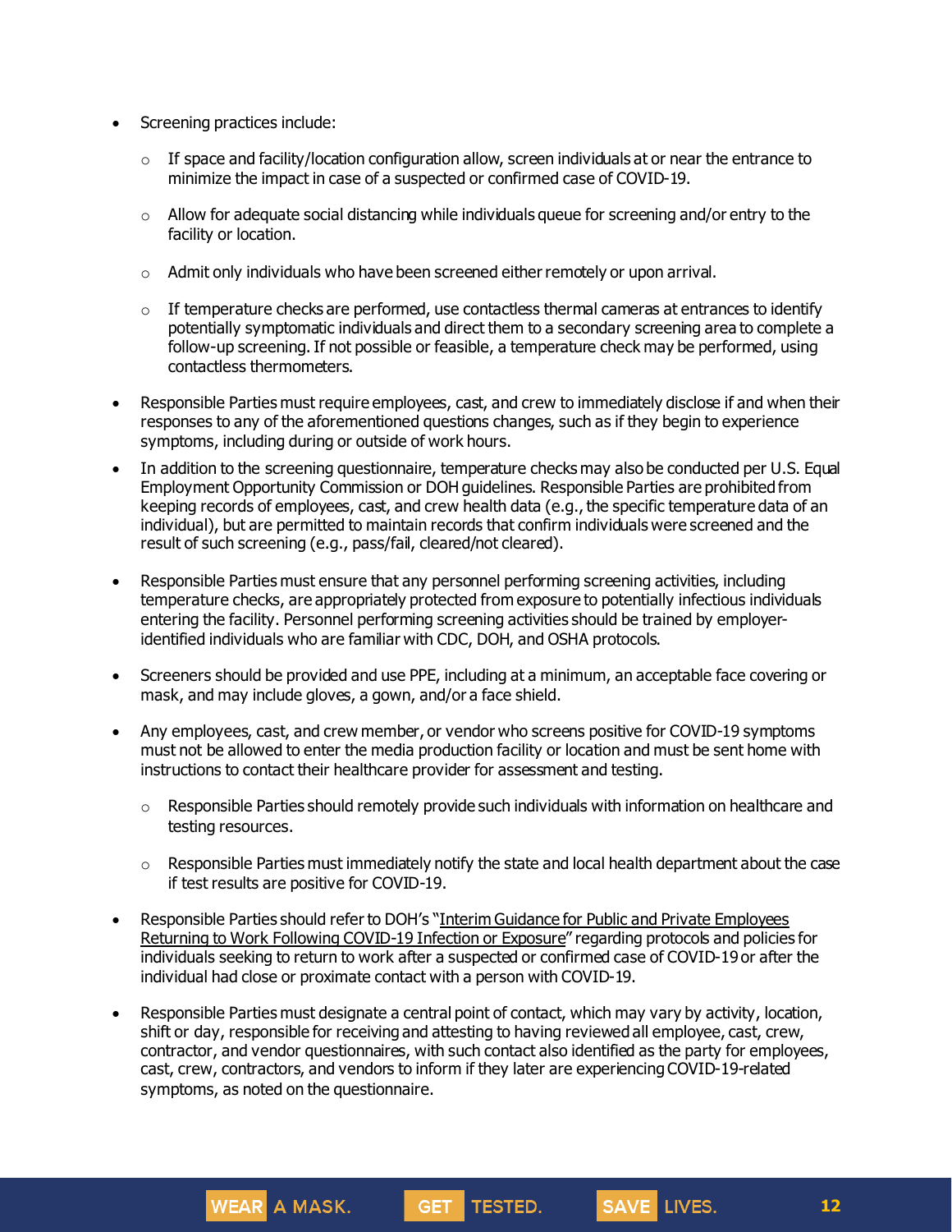- Screening practices include:
  - If space and facility/location configuration allow, screen individuals at or near the entrance to minimize the impact in case of a suspected or confirmed case of COVID-19.
  - Allow for adequate social distancing while individuals queue for screening and/or entry to the facility or location.
  - Admit only individuals who have been screened either remotely or upon arrival.
  - If temperature checks are performed, use contactless thermal cameras at entrances to identify potentially symptomatic individuals and direct them to a secondary screening area to complete a follow-up screening. If not possible or feasible, a temperature check may be performed, using contactless thermometers.
- Responsible Parties must require employees, cast, and crew to immediately disclose if and when their responses to any of the aforementioned questions changes, such as if they begin to experience symptoms, including during or outside of work hours.
- In addition to the screening questionnaire, temperature checks may also be conducted per U.S. Equal Employment Opportunity Commission or DOH guidelines. Responsible Parties are prohibited from keeping records of employees, cast, and crew health data (e.g., the specific temperature data of an individual), but are permitted to maintain records that confirm individuals were screened and the result of such screening (e.g., pass/fail, cleared/not cleared).
- Responsible Parties must ensure that any personnel performing screening activities, including temperature checks, are appropriately protected from exposure to potentially infectious individuals entering the facility. Personnel performing screening activities should be trained by employer-identified individuals who are familiar with CDC, DOH, and OSHA protocols.
- Screeners should be provided and use PPE, including at a minimum, an acceptable face covering or mask, and may include gloves, a gown, and/or a face shield.
- Any employees, cast, and crew member, or vendor who screens positive for COVID-19 symptoms must not be allowed to enter the media production facility or location and must be sent home with instructions to contact their healthcare provider for assessment and testing.
  - Responsible Parties should remotely provide such individuals with information on healthcare and testing resources.
  - Responsible Parties must immediately notify the state and local health department about the case if test results are positive for COVID-19.
- Responsible Parties should refer to DOH's "Interim Guidance for Public and Private Employees Returning to Work Following COVID-19 Infection or Exposure" regarding protocols and policies for individuals seeking to return to work after a suspected or confirmed case of COVID-19 or after the individual had close or proximate contact with a person with COVID-19.
- Responsible Parties must designate a central point of contact, which may vary by activity, location, shift or day, responsible for receiving and attesting to having reviewed all employee, cast, crew, contractor, and vendor questionnaires, with such contact also identified as the party for employees, cast, crew, contractors, and vendors to inform if they later are experiencing COVID-19-related symptoms, as noted on the questionnaire.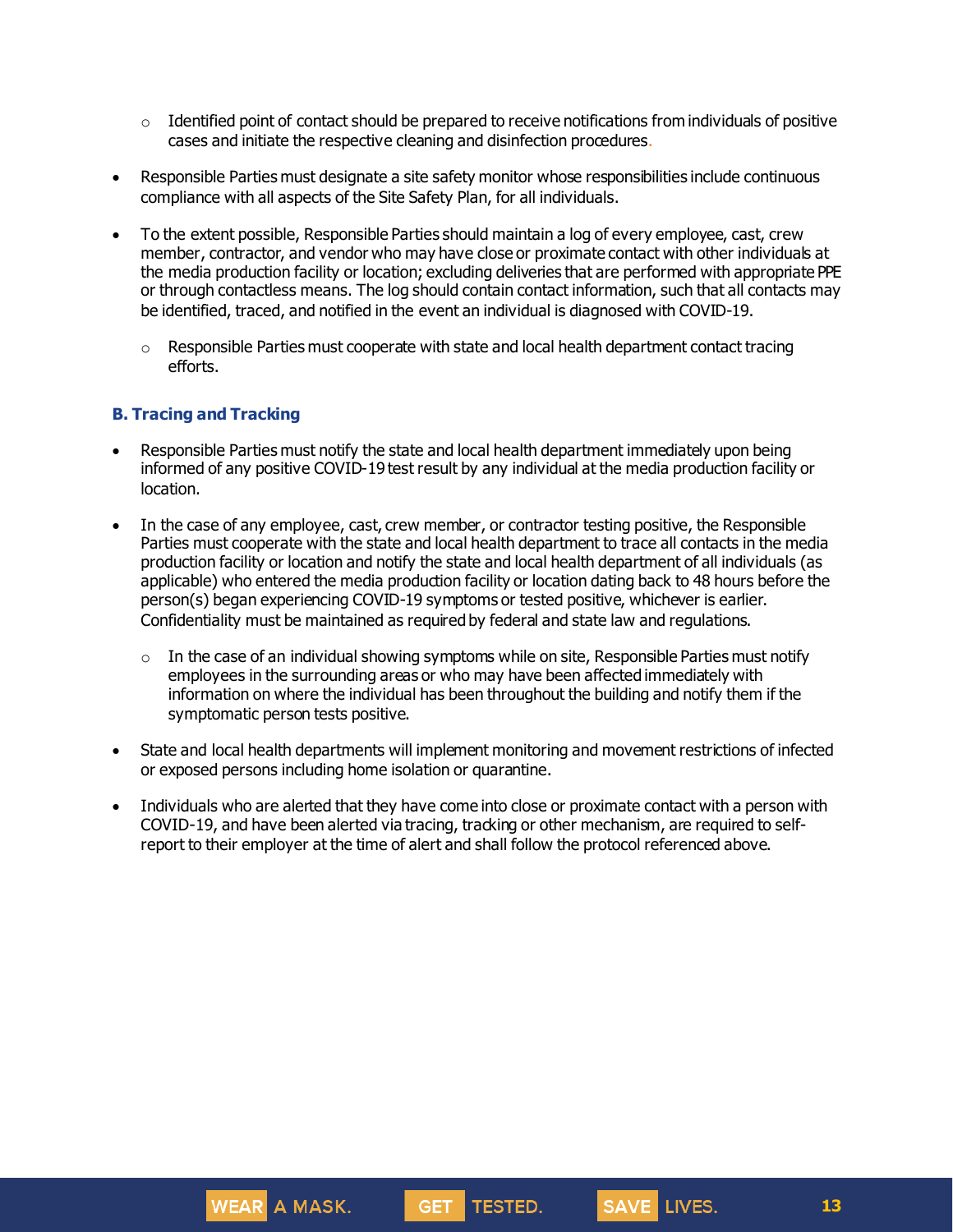- Identified point of contact should be prepared to receive notifications from individuals of positive cases and initiate the respective cleaning and disinfection procedures.

- Responsible Parties must designate a site safety monitor whose responsibilities include continuous compliance with all aspects of the Site Safety Plan, for all individuals.

- To the extent possible, Responsible Parties should maintain a log of every employee, cast, crew member, contractor, and vendor who may have close or proximate contact with other individuals at the media production facility or location; excluding deliveries that are performed with appropriate PPE or through contactless means. The log should contain contact information, such that all contacts may be identified, traced, and notified in the event an individual is diagnosed with COVID-19.

  - Responsible Parties must cooperate with state and local health department contact tracing efforts.

### B. Tracing and Tracking

- Responsible Parties must notify the state and local health department immediately upon being informed of any positive COVID-19 test result by any individual at the media production facility or location.

- In the case of any employee, cast, crew member, or contractor testing positive, the Responsible Parties must cooperate with the state and local health department to trace all contacts in the media production facility or location and notify the state and local health department of all individuals (as applicable) who entered the media production facility or location dating back to 48 hours before the person(s) began experiencing COVID-19 symptoms or tested positive, whichever is earlier. Confidentiality must be maintained as required by federal and state law and regulations.

  - In the case of an individual showing symptoms while on site, Responsible Parties must notify employees in the surrounding areas or who may have been affected immediately with information on where the individual has been throughout the building and notify them if the symptomatic person tests positive.

- State and local health departments will implement monitoring and movement restrictions of infected or exposed persons including home isolation or quarantine.

- Individuals who are alerted that they have come into close or proximate contact with a person with COVID-19, and have been alerted via tracing, tracking or other mechanism, are required to self-report to their employer at the time of alert and shall follow the protocol referenced above.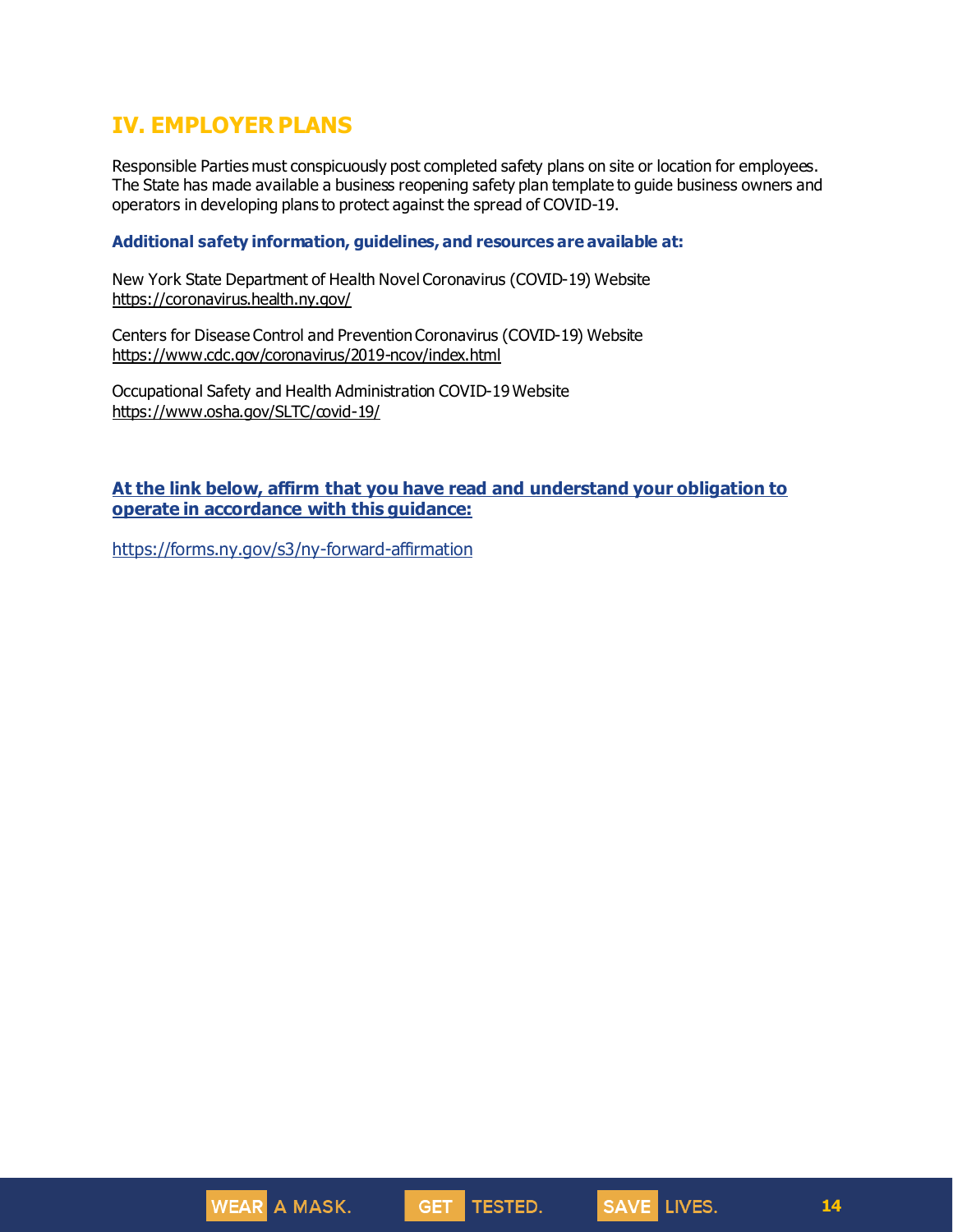## IV. EMPLOYER PLANS

Responsible Parties must conspicuously post completed safety plans on site or location for employees. The State has made available a business reopening safety plan template to guide business owners and operators in developing plans to protect against the spread of COVID-19.

**Additional safety information, guidelines, and resources are available at:**

New York State Department of Health Novel Coronavirus (COVID-19) Website
https://coronavirus.health.ny.gov/

Centers for Disease Control and Prevention Coronavirus (COVID-19) Website
https://www.cdc.gov/coronavirus/2019-ncov/index.html

Occupational Safety and Health Administration COVID-19 Website
https://www.osha.gov/SLTC/covid-19/

**At the link below, affirm that you have read and understand your obligation to operate in accordance with this guidance:**

https://forms.ny.gov/s3/ny-forward-affirmation